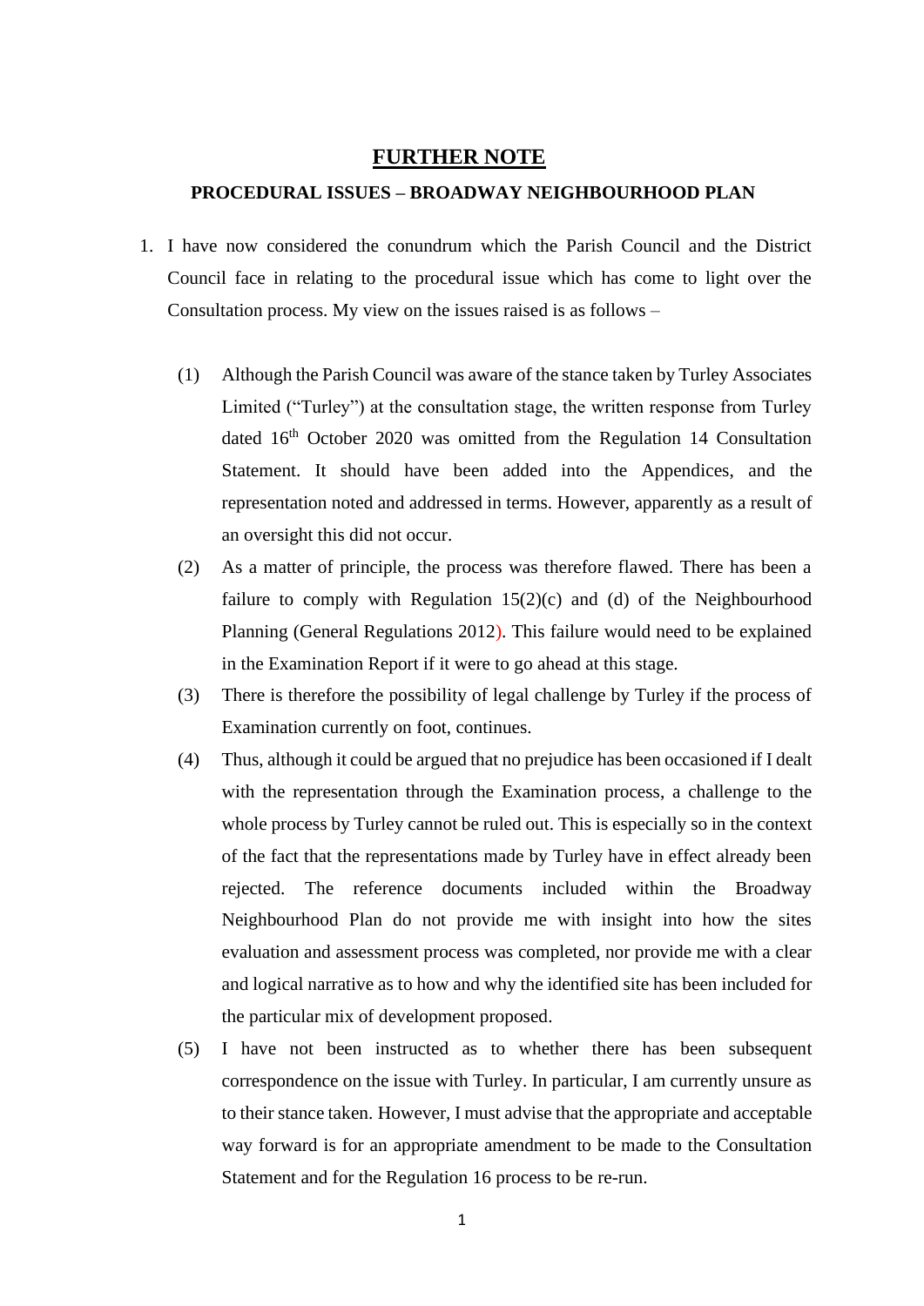# FURTHER NOTE

## PROCEDURAL ISSUES – BROADWAY NEIGHBOURHOOD PLAN

1. I have now considered the conundrum which the Parish Council and the District Council face in relating to the procedural issue which has come to light over the Consultation process. My view on the issues raised is as follows –

   (1) Although the Parish Council was aware of the stance taken by Turley Associates Limited ("Turley") at the consultation stage, the written response from Turley dated 16th October 2020 was omitted from the Regulation 14 Consultation Statement. It should have been added into the Appendices, and the representation noted and addressed in terms. However, apparently as a result of an oversight this did not occur.

   (2) As a matter of principle, the process was therefore flawed. There has been a failure to comply with Regulation 15(2)(c) and (d) of the Neighbourhood Planning (General Regulations 2012). This failure would need to be explained in the Examination Report if it were to go ahead at this stage.

   (3) There is therefore the possibility of legal challenge by Turley if the process of Examination currently on foot, continues.

   (4) Thus, although it could be argued that no prejudice has been occasioned if I dealt with the representation through the Examination process, a challenge to the whole process by Turley cannot be ruled out. This is especially so in the context of the fact that the representations made by Turley have in effect already been rejected. The reference documents included within the Broadway Neighbourhood Plan do not provide me with insight into how the sites evaluation and assessment process was completed, nor provide me with a clear and logical narrative as to how and why the identified site has been included for the particular mix of development proposed.

   (5) I have not been instructed as to whether there has been subsequent correspondence on the issue with Turley. In particular, I am currently unsure as to their stance taken. However, I must advise that the appropriate and acceptable way forward is for an appropriate amendment to be made to the Consultation Statement and for the Regulation 16 process to be re-run.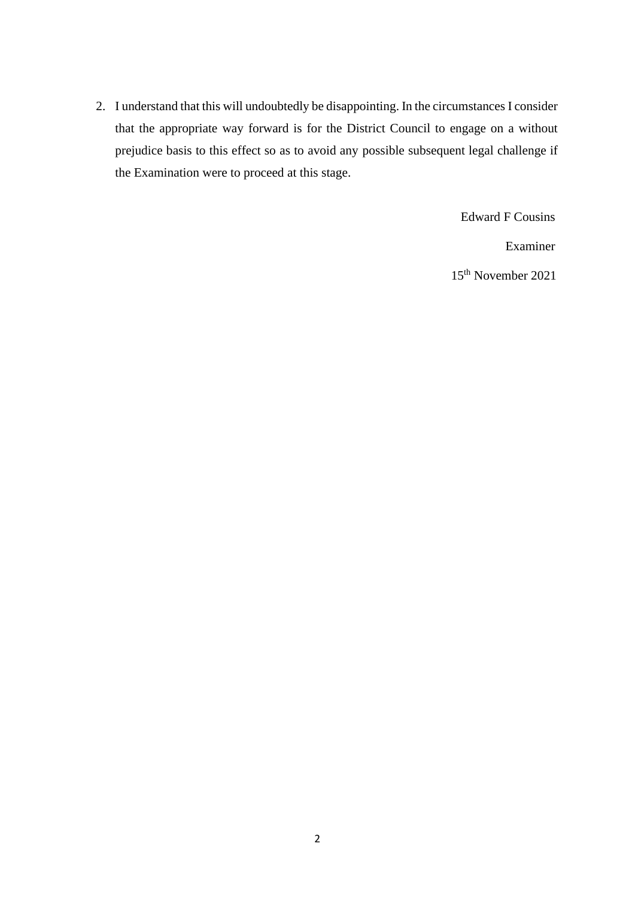2. I understand that this will undoubtedly be disappointing. In the circumstances I consider that the appropriate way forward is for the District Council to engage on a without prejudice basis to this effect so as to avoid any possible subsequent legal challenge if the Examination were to proceed at this stage.

Edward F Cousins

Examiner

15th November 2021